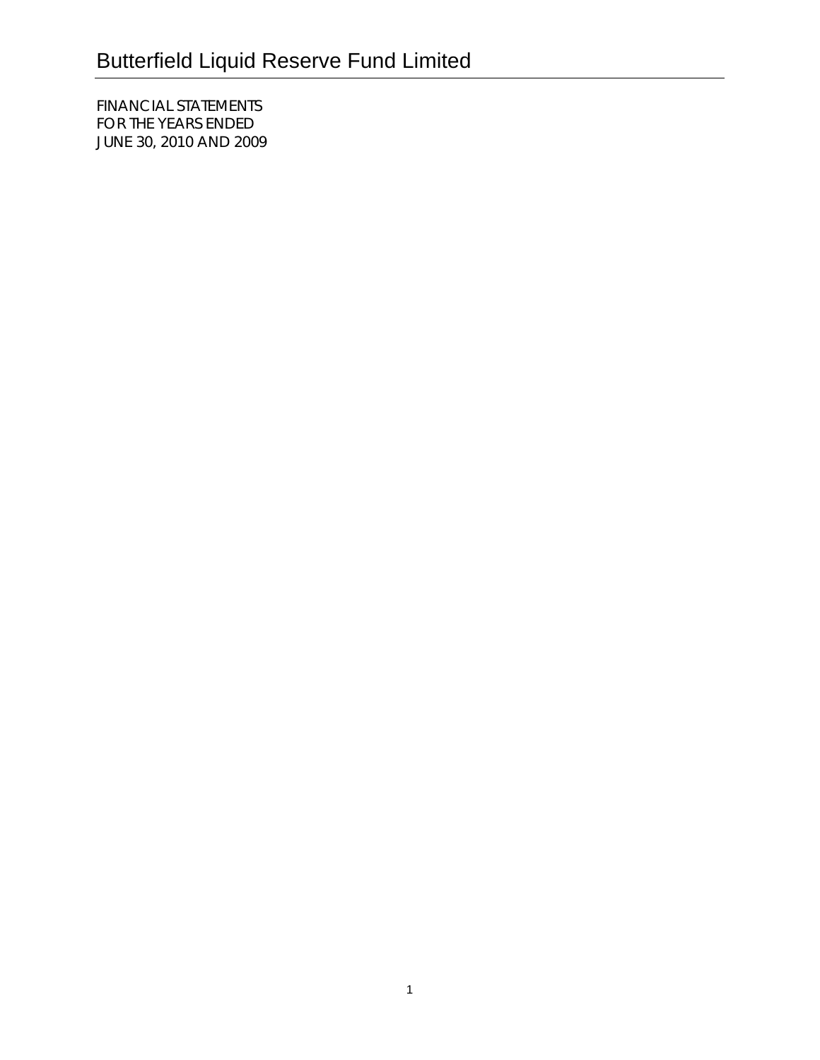# Butterfield Liquid Reserve Fund Limited

FINANCIAL STATEMENTS
FOR THE YEARS ENDED
JUNE 30, 2010 AND 2009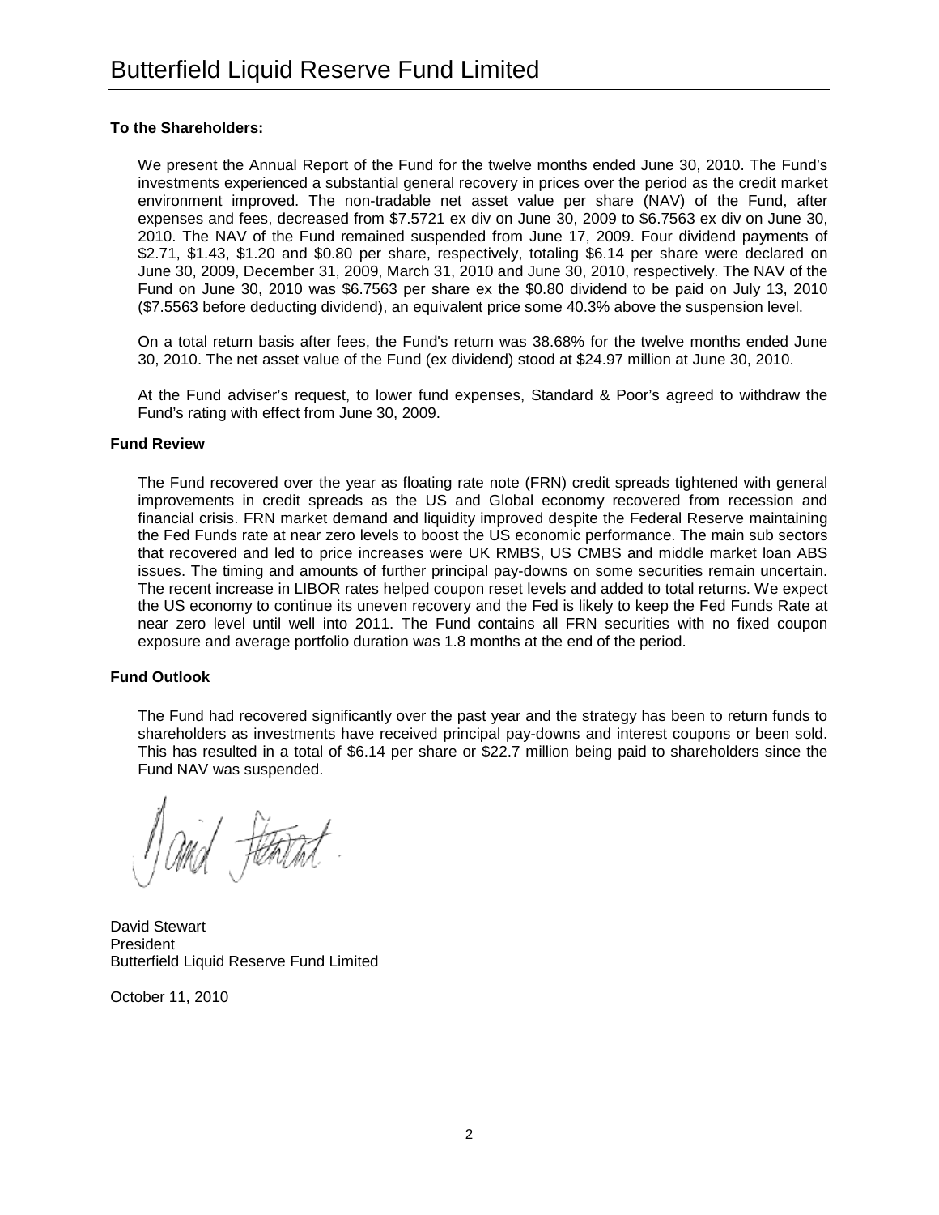# Butterfield Liquid Reserve Fund Limited

**To the Shareholders:**

We present the Annual Report of the Fund for the twelve months ended June 30, 2010. The Fund's investments experienced a substantial general recovery in prices over the period as the credit market environment improved. The non-tradable net asset value per share (NAV) of the Fund, after expenses and fees, decreased from $7.5721 ex div on June 30, 2009 to $6.7563 ex div on June 30, 2010. The NAV of the Fund remained suspended from June 17, 2009. Four dividend payments of $2.71, $1.43, $1.20 and $0.80 per share, respectively, totaling $6.14 per share were declared on June 30, 2009, December 31, 2009, March 31, 2010 and June 30, 2010, respectively. The NAV of the Fund on June 30, 2010 was $6.7563 per share ex the $0.80 dividend to be paid on July 13, 2010 ($7.5563 before deducting dividend), an equivalent price some 40.3% above the suspension level.

On a total return basis after fees, the Fund's return was 38.68% for the twelve months ended June 30, 2010. The net asset value of the Fund (ex dividend) stood at $24.97 million at June 30, 2010.

At the Fund adviser's request, to lower fund expenses, Standard & Poor's agreed to withdraw the Fund's rating with effect from June 30, 2009.

**Fund Review**

The Fund recovered over the year as floating rate note (FRN) credit spreads tightened with general improvements in credit spreads as the US and Global economy recovered from recession and financial crisis. FRN market demand and liquidity improved despite the Federal Reserve maintaining the Fed Funds rate at near zero levels to boost the US economic performance. The main sub sectors that recovered and led to price increases were UK RMBS, US CMBS and middle market loan ABS issues. The timing and amounts of further principal pay-downs on some securities remain uncertain. The recent increase in LIBOR rates helped coupon reset levels and added to total returns. We expect the US economy to continue its uneven recovery and the Fed is likely to keep the Fed Funds Rate at near zero level until well into 2011. The Fund contains all FRN securities with no fixed coupon exposure and average portfolio duration was 1.8 months at the end of the period.

**Fund Outlook**

The Fund had recovered significantly over the past year and the strategy has been to return funds to shareholders as investments have received principal pay-downs and interest coupons or been sold. This has resulted in a total of $6.14 per share or $22.7 million being paid to shareholders since the Fund NAV was suspended.

David Stewart
President
Butterfield Liquid Reserve Fund Limited

October 11, 2010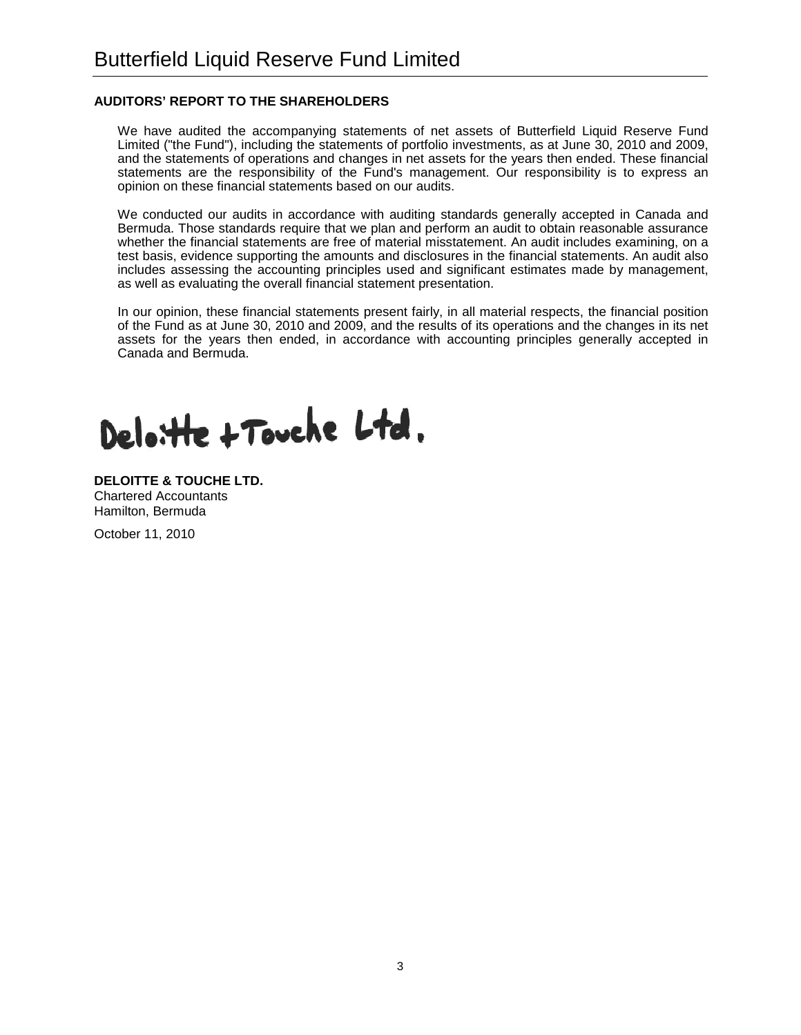# Butterfield Liquid Reserve Fund Limited

## AUDITORS' REPORT TO THE SHAREHOLDERS

We have audited the accompanying statements of net assets of Butterfield Liquid Reserve Fund Limited ("the Fund"), including the statements of portfolio investments, as at June 30, 2010 and 2009, and the statements of operations and changes in net assets for the years then ended. These financial statements are the responsibility of the Fund's management. Our responsibility is to express an opinion on these financial statements based on our audits.

We conducted our audits in accordance with auditing standards generally accepted in Canada and Bermuda. Those standards require that we plan and perform an audit to obtain reasonable assurance whether the financial statements are free of material misstatement. An audit includes examining, on a test basis, evidence supporting the amounts and disclosures in the financial statements. An audit also includes assessing the accounting principles used and significant estimates made by management, as well as evaluating the overall financial statement presentation.

In our opinion, these financial statements present fairly, in all material respects, the financial position of the Fund as at June 30, 2010 and 2009, and the results of its operations and the changes in its net assets for the years then ended, in accordance with accounting principles generally accepted in Canada and Bermuda.

Deloitte + Touche Ltd.

**DELOITTE & TOUCHE LTD.**
Chartered Accountants
Hamilton, Bermuda

October 11, 2010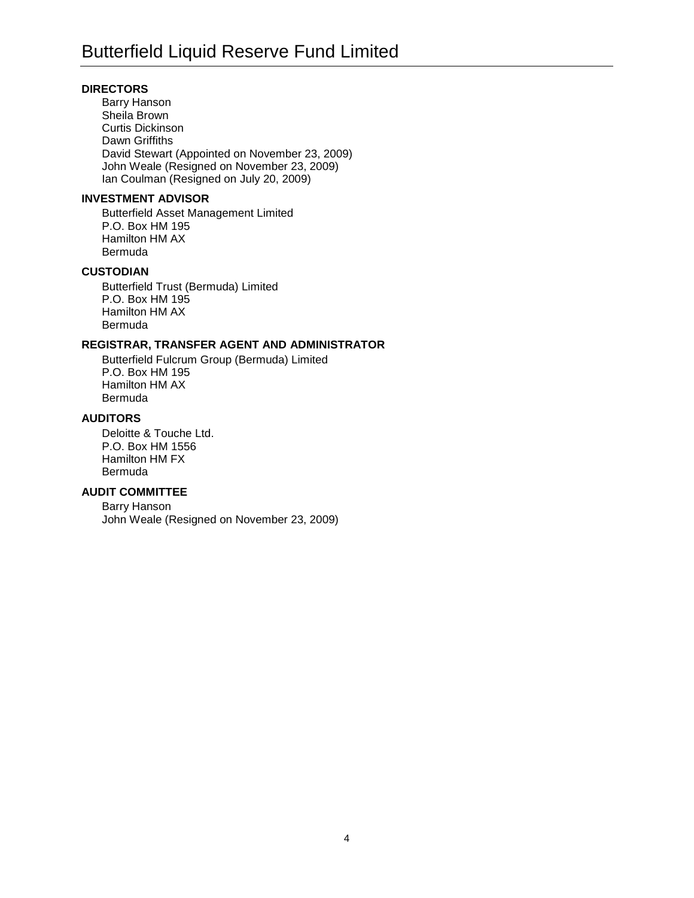# Butterfield Liquid Reserve Fund Limited

## DIRECTORS

Barry Hanson
Sheila Brown
Curtis Dickinson
Dawn Griffiths
David Stewart (Appointed on November 23, 2009)
John Weale (Resigned on November 23, 2009)
Ian Coulman (Resigned on July 20, 2009)

## INVESTMENT ADVISOR

Butterfield Asset Management Limited
P.O. Box HM 195
Hamilton HM AX
Bermuda

## CUSTODIAN

Butterfield Trust (Bermuda) Limited
P.O. Box HM 195
Hamilton HM AX
Bermuda

## REGISTRAR, TRANSFER AGENT AND ADMINISTRATOR

Butterfield Fulcrum Group (Bermuda) Limited
P.O. Box HM 195
Hamilton HM AX
Bermuda

## AUDITORS

Deloitte & Touche Ltd.
P.O. Box HM 1556
Hamilton HM FX
Bermuda

## AUDIT COMMITTEE

Barry Hanson
John Weale (Resigned on November 23, 2009)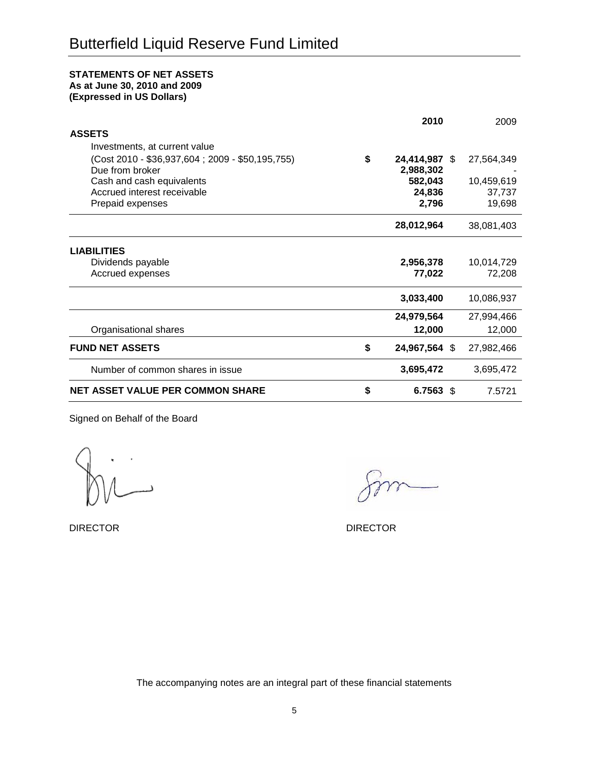# Butterfield Liquid Reserve Fund Limited

**STATEMENTS OF NET ASSETS**
**As at June 30, 2010 and 2009**
**(Expressed in US Dollars)**

| | | 2010 | | 2009 |
|---|---|---|---|---|
| **ASSETS** | | | | |
| Investments, at current value (Cost 2010 - $36,937,604 ; 2009 - $50,195,755) | **$** | **24,414,987** | $ | 27,564,349 |
| Due from broker | | **2,988,302** | | - |
| Cash and cash equivalents | | **582,043** | | 10,459,619 |
| Accrued interest receivable | | **24,836** | | 37,737 |
| Prepaid expenses | | **2,796** | | 19,698 |
| | | **28,012,964** | | 38,081,403 |
| **LIABILITIES** | | | | |
| Dividends payable | | **2,956,378** | | 10,014,729 |
| Accrued expenses | | **77,022** | | 72,208 |
| | | **3,033,400** | | 10,086,937 |
| | | **24,979,564** | | 27,994,466 |
| Organisational shares | | **12,000** | | 12,000 |
| **FUND NET ASSETS** | **$** | **24,967,564** | $ | 27,982,466 |
| Number of common shares in issue | | **3,695,472** | | 3,695,472 |
| **NET ASSET VALUE PER COMMON SHARE** | **$** | **6.7563** | $ | 7.5721 |

Signed on Behalf of the Board

DIRECTOR DIRECTOR

The accompanying notes are an integral part of these financial statements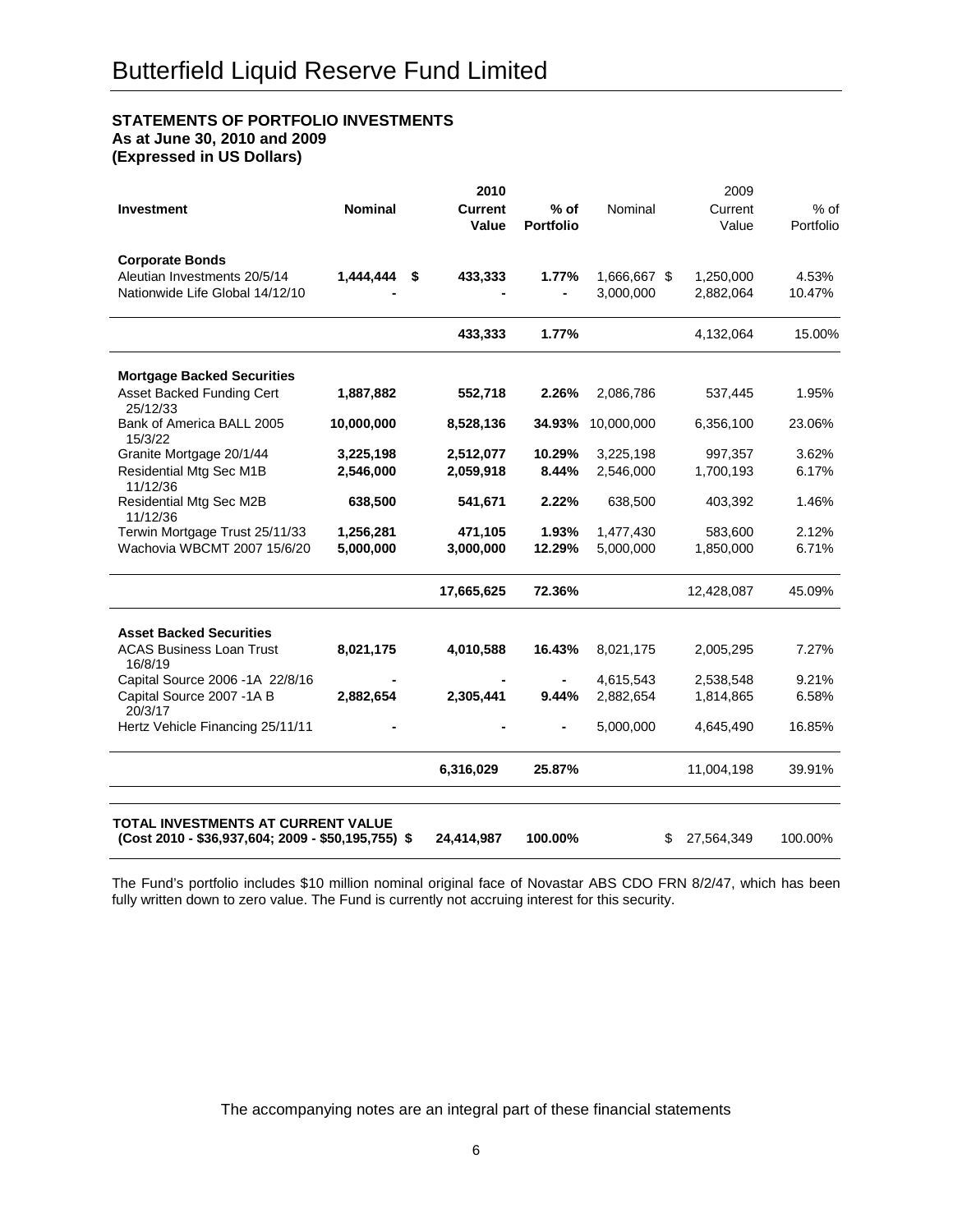# Butterfield Liquid Reserve Fund Limited

**STATEMENTS OF PORTFOLIO INVESTMENTS**
**As at June 30, 2010 and 2009**
**(Expressed in US Dollars)**

| Investment | Nominal | 2010 Current Value | % of Portfolio | Nominal | 2009 Current Value | % of Portfolio |
|---|---|---|---|---|---|---|
| **Corporate Bonds** | | | | | | |
| Aleutian Investments 20/5/14 | **1,444,444** | **$ 433,333** | **1.77%** | 1,666,667 | $ 1,250,000 | 4.53% |
| Nationwide Life Global 14/12/10 | **-** | **-** | **-** | 3,000,000 | 2,882,064 | 10.47% |
| | | **433,333** | **1.77%** | | 4,132,064 | 15.00% |
| **Mortgage Backed Securities** | | | | | | |
| Asset Backed Funding Cert 25/12/33 | **1,887,882** | **552,718** | **2.26%** | 2,086,786 | 537,445 | 1.95% |
| Bank of America BALL 2005 15/3/22 | **10,000,000** | **8,528,136** | **34.93%** | 10,000,000 | 6,356,100 | 23.06% |
| Granite Mortgage 20/1/44 | **3,225,198** | **2,512,077** | **10.29%** | 3,225,198 | 997,357 | 3.62% |
| Residential Mtg Sec M1B 11/12/36 | **2,546,000** | **2,059,918** | **8.44%** | 2,546,000 | 1,700,193 | 6.17% |
| Residential Mtg Sec M2B 11/12/36 | **638,500** | **541,671** | **2.22%** | 638,500 | 403,392 | 1.46% |
| Terwin Mortgage Trust 25/11/33 | **1,256,281** | **471,105** | **1.93%** | 1,477,430 | 583,600 | 2.12% |
| Wachovia WBCMT 2007 15/6/20 | **5,000,000** | **3,000,000** | **12.29%** | 5,000,000 | 1,850,000 | 6.71% |
| | | **17,665,625** | **72.36%** | | 12,428,087 | 45.09% |
| **Asset Backed Securities** | | | | | | |
| ACAS Business Loan Trust 16/8/19 | **8,021,175** | **4,010,588** | **16.43%** | 8,021,175 | 2,005,295 | 7.27% |
| Capital Source 2006 -1A 22/8/16 | **-** | **-** | **-** | 4,615,543 | 2,538,548 | 9.21% |
| Capital Source 2007 -1A B 20/3/17 | **2,882,654** | **2,305,441** | **9.44%** | 2,882,654 | 1,814,865 | 6.58% |
| Hertz Vehicle Financing 25/11/11 | **-** | **-** | **-** | 5,000,000 | 4,645,490 | 16.85% |
| | | **6,316,029** | **25.87%** | | 11,004,198 | 39.91% |
| **TOTAL INVESTMENTS AT CURRENT VALUE (Cost 2010 - $36,937,604; 2009 - $50,195,755)** | | **$ 24,414,987** | **100.00%** | | $ 27,564,349 | 100.00% |

The Fund's portfolio includes $10 million nominal original face of Novastar ABS CDO FRN 8/2/47, which has been fully written down to zero value. The Fund is currently not accruing interest for this security.

The accompanying notes are an integral part of these financial statements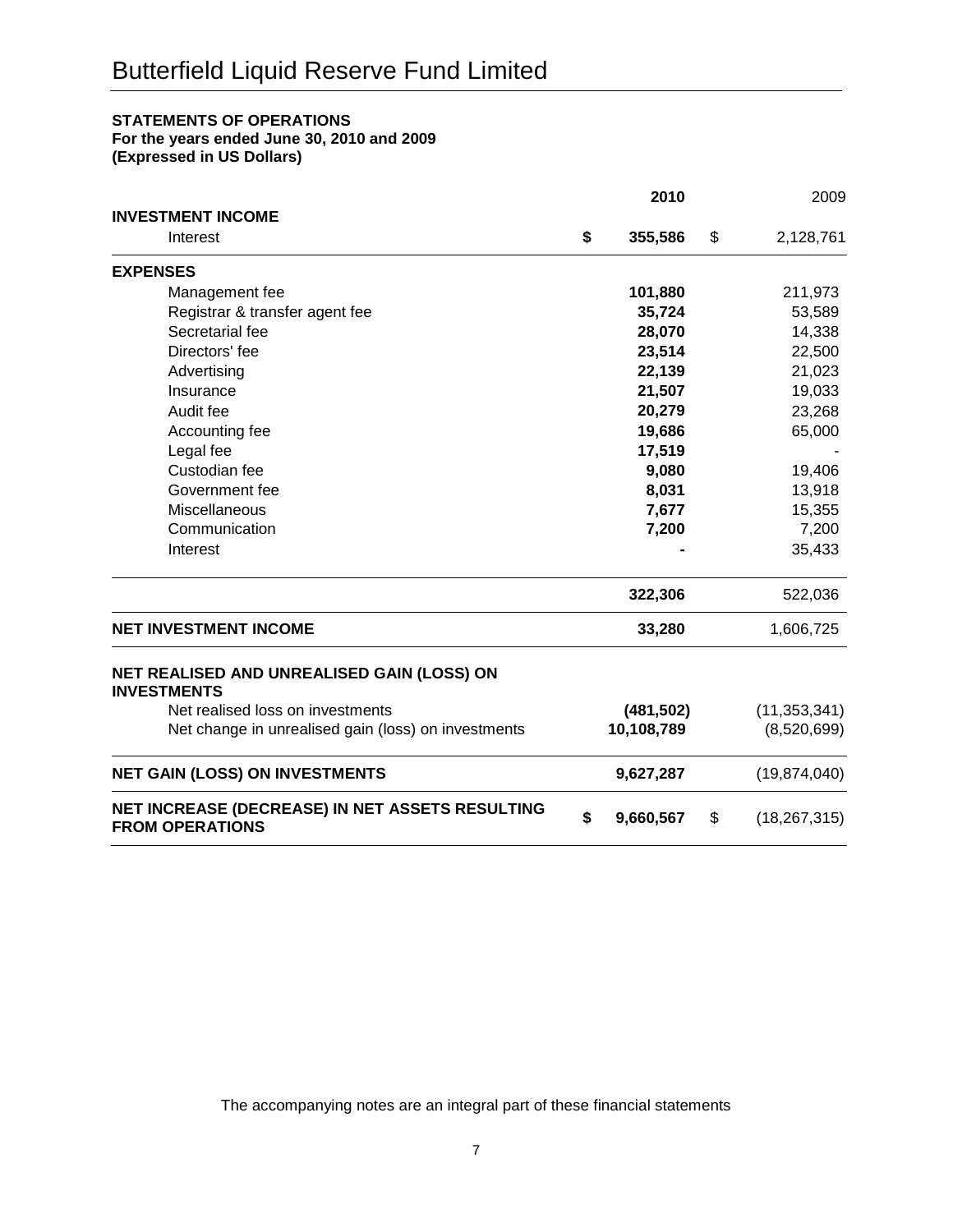# Butterfield Liquid Reserve Fund Limited

**STATEMENTS OF OPERATIONS**
**For the years ended June 30, 2010 and 2009**
**(Expressed in US Dollars)**

| | **2010** | 2009 |
|---|---|---|
| **INVESTMENT INCOME** | | |
| Interest | **$ 355,586** | $ 2,128,761 |
| **EXPENSES** | | |
| Management fee | **101,880** | 211,973 |
| Registrar & transfer agent fee | **35,724** | 53,589 |
| Secretarial fee | **28,070** | 14,338 |
| Directors' fee | **23,514** | 22,500 |
| Advertising | **22,139** | 21,023 |
| Insurance | **21,507** | 19,033 |
| Audit fee | **20,279** | 23,268 |
| Accounting fee | **19,686** | 65,000 |
| Legal fee | **17,519** | - |
| Custodian fee | **9,080** | 19,406 |
| Government fee | **8,031** | 13,918 |
| Miscellaneous | **7,677** | 15,355 |
| Communication | **7,200** | 7,200 |
| Interest | **-** | 35,433 |
| | **322,306** | 522,036 |
| **NET INVESTMENT INCOME** | **33,280** | 1,606,725 |
| **NET REALISED AND UNREALISED GAIN (LOSS) ON INVESTMENTS** | | |
| Net realised loss on investments | **(481,502)** | (11,353,341) |
| Net change in unrealised gain (loss) on investments | **10,108,789** | (8,520,699) |
| **NET GAIN (LOSS) ON INVESTMENTS** | **9,627,287** | (19,874,040) |
| **NET INCREASE (DECREASE) IN NET ASSETS RESULTING FROM OPERATIONS** | **$ 9,660,567** | $ (18,267,315) |

The accompanying notes are an integral part of these financial statements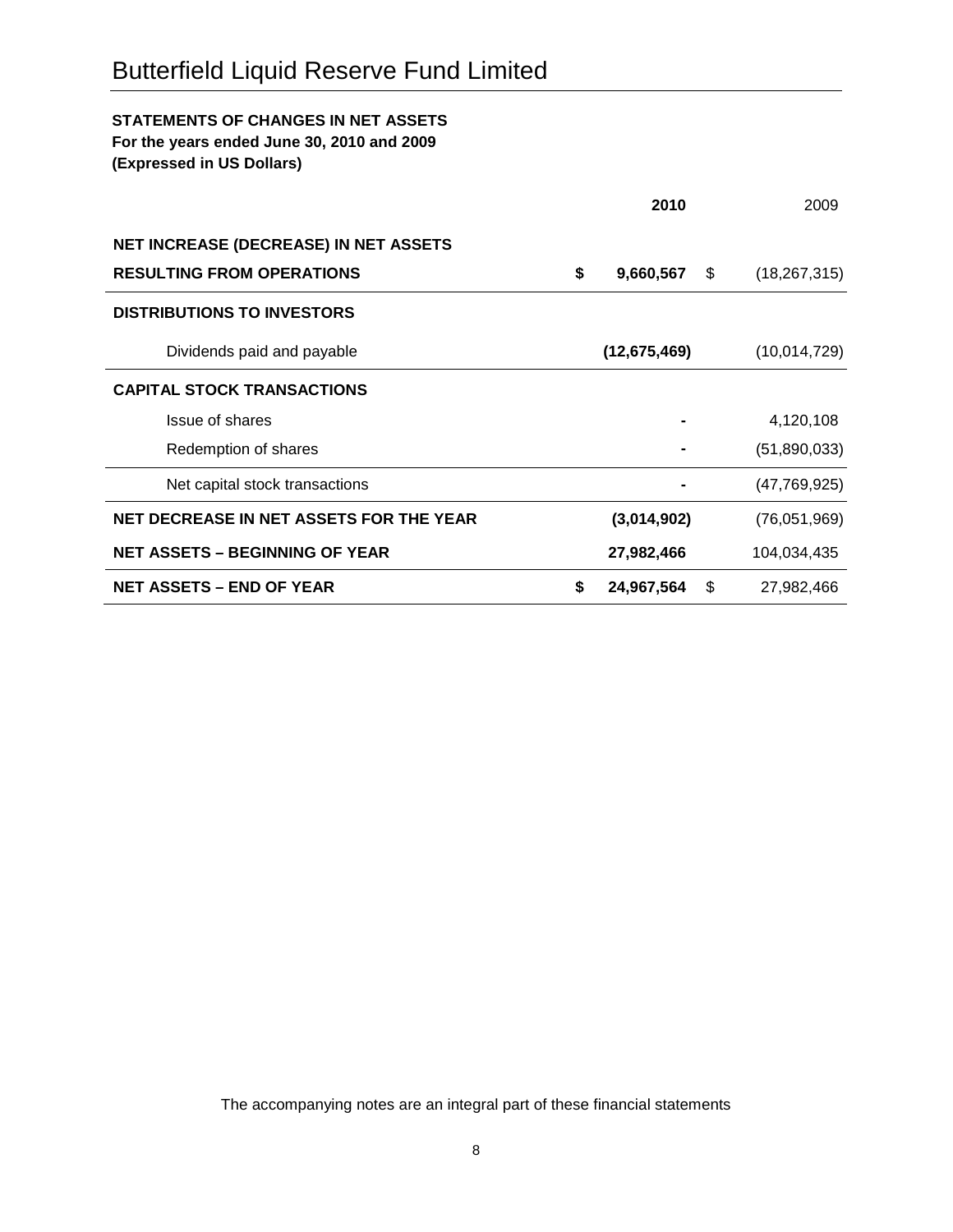# Butterfield Liquid Reserve Fund Limited

**STATEMENTS OF CHANGES IN NET ASSETS**
**For the years ended June 30, 2010 and 2009**
**(Expressed in US Dollars)**

| | **2010** | 2009 |
|---|---|---|
| **NET INCREASE (DECREASE) IN NET ASSETS RESULTING FROM OPERATIONS** | **$ 9,660,567** | $ (18,267,315) |
| **DISTRIBUTIONS TO INVESTORS** | | |
| Dividends paid and payable | **(12,675,469)** | (10,014,729) |
| **CAPITAL STOCK TRANSACTIONS** | | |
| Issue of shares | **-** | 4,120,108 |
| Redemption of shares | **-** | (51,890,033) |
| Net capital stock transactions | **-** | (47,769,925) |
| **NET DECREASE IN NET ASSETS FOR THE YEAR** | **(3,014,902)** | (76,051,969) |
| **NET ASSETS – BEGINNING OF YEAR** | **27,982,466** | 104,034,435 |
| **NET ASSETS – END OF YEAR** | **$ 24,967,564** | $ 27,982,466 |

The accompanying notes are an integral part of these financial statements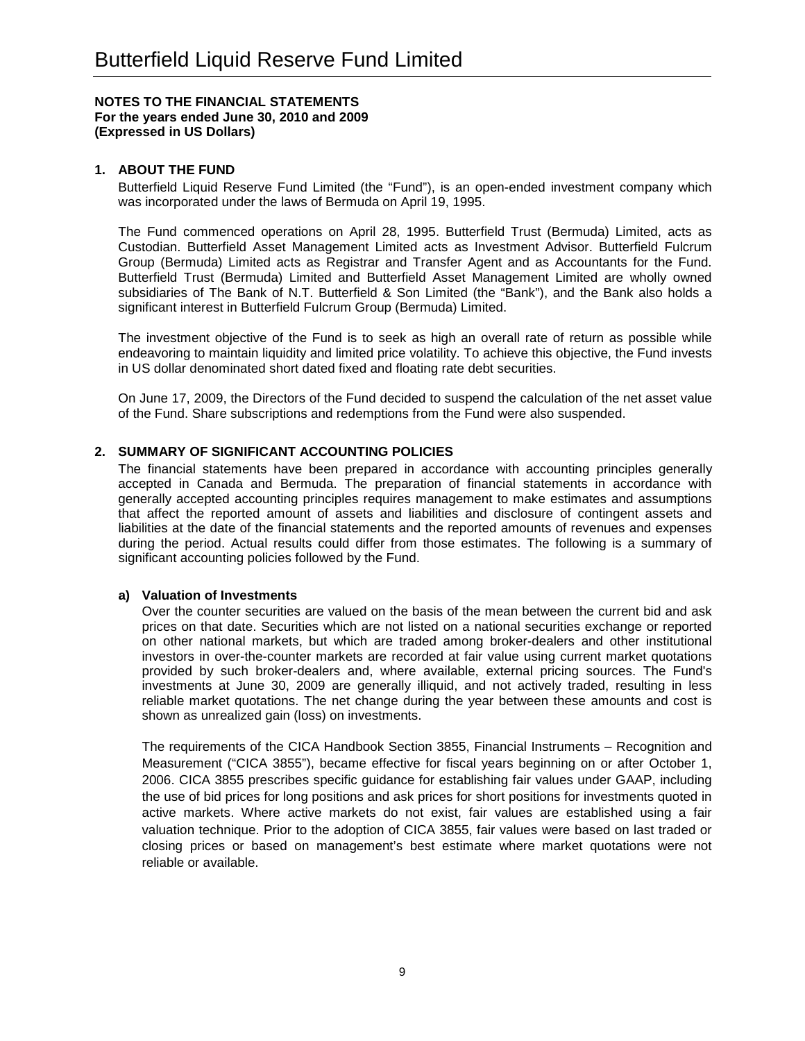# Butterfield Liquid Reserve Fund Limited

**NOTES TO THE FINANCIAL STATEMENTS**
**For the years ended June 30, 2010 and 2009**
**(Expressed in US Dollars)**

## 1. ABOUT THE FUND

Butterfield Liquid Reserve Fund Limited (the "Fund"), is an open-ended investment company which was incorporated under the laws of Bermuda on April 19, 1995.

The Fund commenced operations on April 28, 1995. Butterfield Trust (Bermuda) Limited, acts as Custodian. Butterfield Asset Management Limited acts as Investment Advisor. Butterfield Fulcrum Group (Bermuda) Limited acts as Registrar and Transfer Agent and as Accountants for the Fund. Butterfield Trust (Bermuda) Limited and Butterfield Asset Management Limited are wholly owned subsidiaries of The Bank of N.T. Butterfield & Son Limited (the "Bank"), and the Bank also holds a significant interest in Butterfield Fulcrum Group (Bermuda) Limited.

The investment objective of the Fund is to seek as high an overall rate of return as possible while endeavoring to maintain liquidity and limited price volatility. To achieve this objective, the Fund invests in US dollar denominated short dated fixed and floating rate debt securities.

On June 17, 2009, the Directors of the Fund decided to suspend the calculation of the net asset value of the Fund. Share subscriptions and redemptions from the Fund were also suspended.

## 2. SUMMARY OF SIGNIFICANT ACCOUNTING POLICIES

The financial statements have been prepared in accordance with accounting principles generally accepted in Canada and Bermuda. The preparation of financial statements in accordance with generally accepted accounting principles requires management to make estimates and assumptions that affect the reported amount of assets and liabilities and disclosure of contingent assets and liabilities at the date of the financial statements and the reported amounts of revenues and expenses during the period. Actual results could differ from those estimates. The following is a summary of significant accounting policies followed by the Fund.

### a) Valuation of Investments

Over the counter securities are valued on the basis of the mean between the current bid and ask prices on that date. Securities which are not listed on a national securities exchange or reported on other national markets, but which are traded among broker-dealers and other institutional investors in over-the-counter markets are recorded at fair value using current market quotations provided by such broker-dealers and, where available, external pricing sources. The Fund's investments at June 30, 2009 are generally illiquid, and not actively traded, resulting in less reliable market quotations. The net change during the year between these amounts and cost is shown as unrealized gain (loss) on investments.

The requirements of the CICA Handbook Section 3855, Financial Instruments – Recognition and Measurement ("CICA 3855"), became effective for fiscal years beginning on or after October 1, 2006. CICA 3855 prescribes specific guidance for establishing fair values under GAAP, including the use of bid prices for long positions and ask prices for short positions for investments quoted in active markets. Where active markets do not exist, fair values are established using a fair valuation technique. Prior to the adoption of CICA 3855, fair values were based on last traded or closing prices or based on management's best estimate where market quotations were not reliable or available.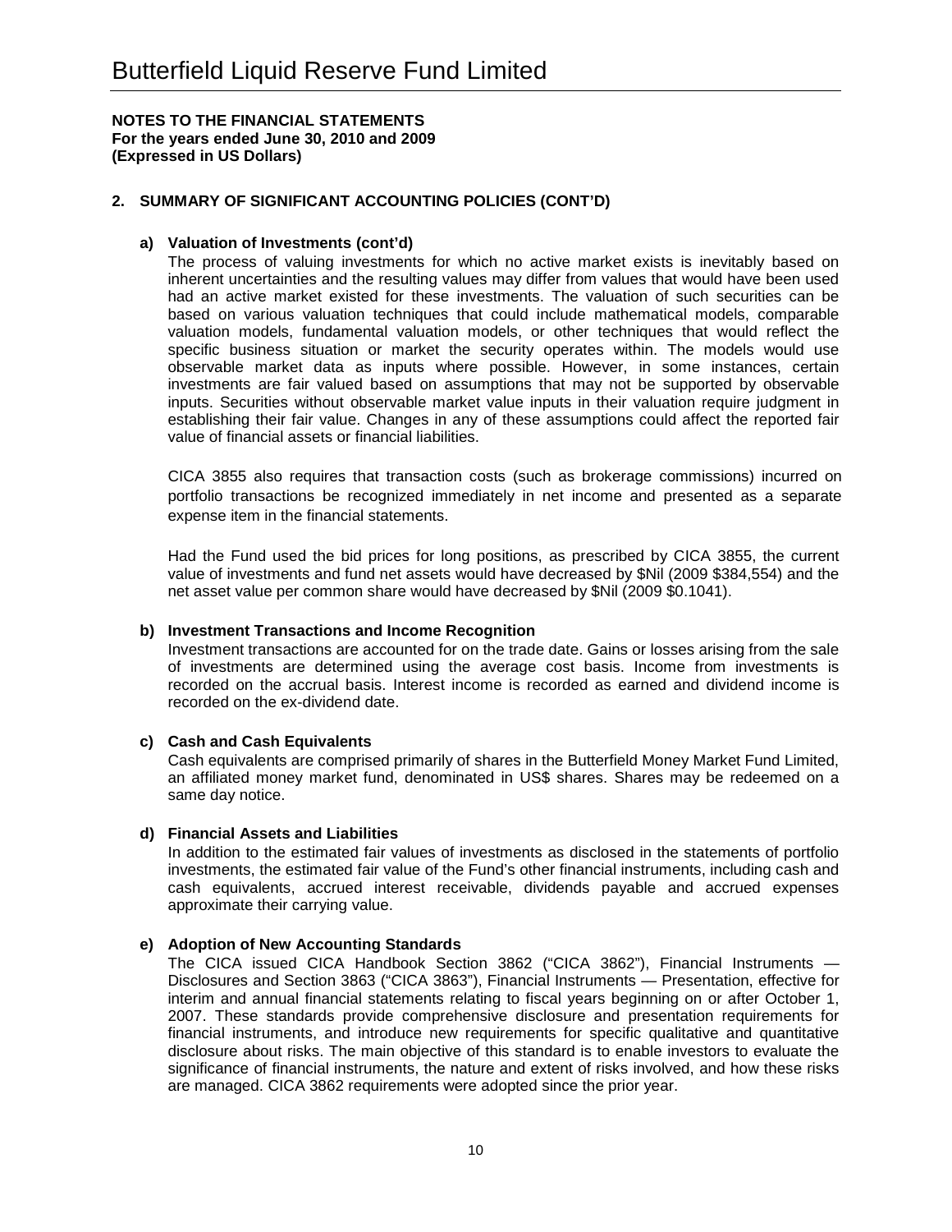# Butterfield Liquid Reserve Fund Limited

**NOTES TO THE FINANCIAL STATEMENTS**
**For the years ended June 30, 2010 and 2009**
**(Expressed in US Dollars)**

## 2. SUMMARY OF SIGNIFICANT ACCOUNTING POLICIES (CONT'D)

### a) Valuation of Investments (cont'd)

The process of valuing investments for which no active market exists is inevitably based on inherent uncertainties and the resulting values may differ from values that would have been used had an active market existed for these investments. The valuation of such securities can be based on various valuation techniques that could include mathematical models, comparable valuation models, fundamental valuation models, or other techniques that would reflect the specific business situation or market the security operates within. The models would use observable market data as inputs where possible. However, in some instances, certain investments are fair valued based on assumptions that may not be supported by observable inputs. Securities without observable market value inputs in their valuation require judgment in establishing their fair value. Changes in any of these assumptions could affect the reported fair value of financial assets or financial liabilities.

CICA 3855 also requires that transaction costs (such as brokerage commissions) incurred on portfolio transactions be recognized immediately in net income and presented as a separate expense item in the financial statements.

Had the Fund used the bid prices for long positions, as prescribed by CICA 3855, the current value of investments and fund net assets would have decreased by $Nil (2009 $384,554) and the net asset value per common share would have decreased by $Nil (2009 $0.1041).

### b) Investment Transactions and Income Recognition

Investment transactions are accounted for on the trade date. Gains or losses arising from the sale of investments are determined using the average cost basis. Income from investments is recorded on the accrual basis. Interest income is recorded as earned and dividend income is recorded on the ex-dividend date.

### c) Cash and Cash Equivalents

Cash equivalents are comprised primarily of shares in the Butterfield Money Market Fund Limited, an affiliated money market fund, denominated in US$ shares. Shares may be redeemed on a same day notice.

### d) Financial Assets and Liabilities

In addition to the estimated fair values of investments as disclosed in the statements of portfolio investments, the estimated fair value of the Fund's other financial instruments, including cash and cash equivalents, accrued interest receivable, dividends payable and accrued expenses approximate their carrying value.

### e) Adoption of New Accounting Standards

The CICA issued CICA Handbook Section 3862 ("CICA 3862"), Financial Instruments — Disclosures and Section 3863 ("CICA 3863"), Financial Instruments — Presentation, effective for interim and annual financial statements relating to fiscal years beginning on or after October 1, 2007. These standards provide comprehensive disclosure and presentation requirements for financial instruments, and introduce new requirements for specific qualitative and quantitative disclosure about risks. The main objective of this standard is to enable investors to evaluate the significance of financial instruments, the nature and extent of risks involved, and how these risks are managed. CICA 3862 requirements were adopted since the prior year.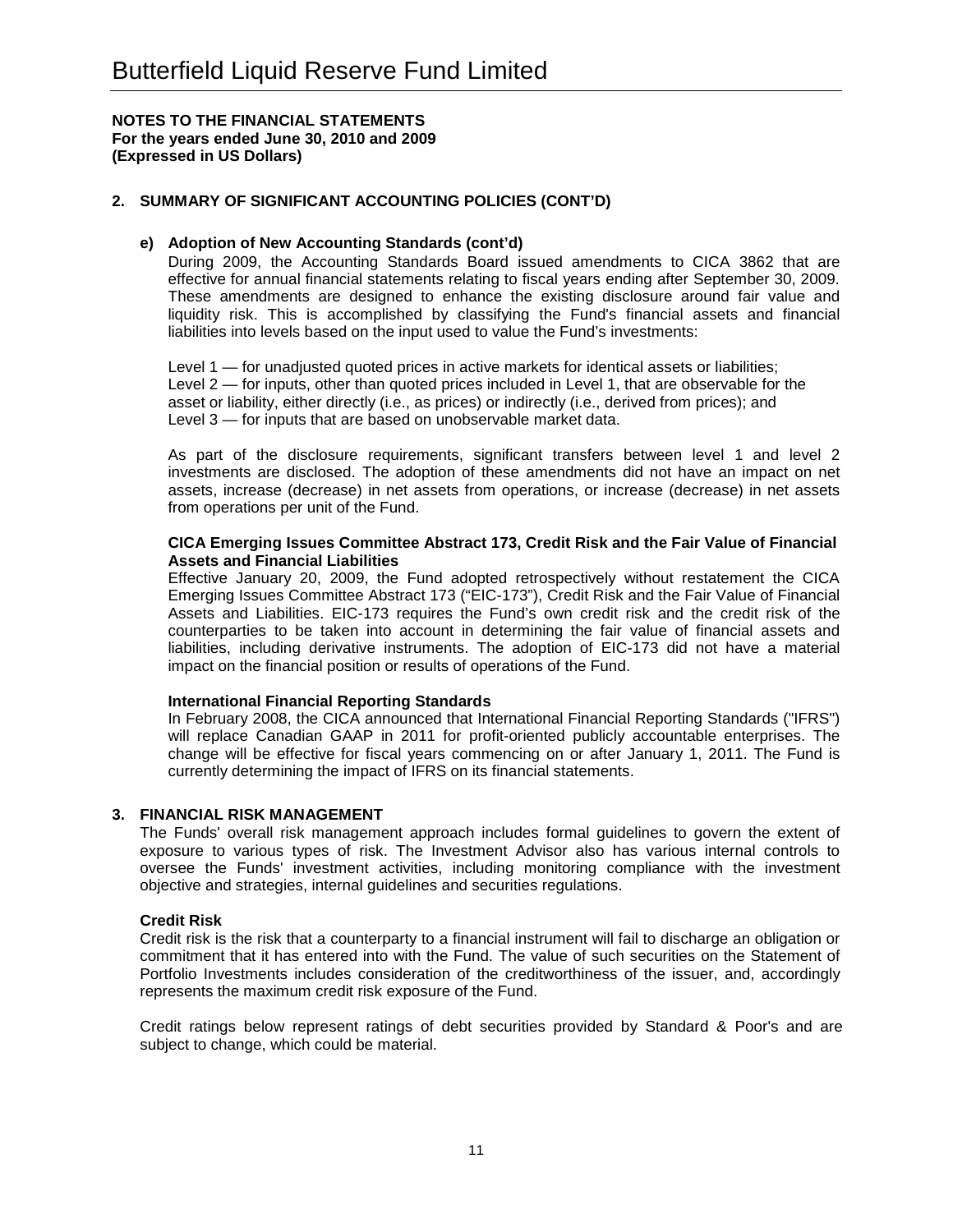**NOTES TO THE FINANCIAL STATEMENTS**
**For the years ended June 30, 2010 and 2009**
**(Expressed in US Dollars)**

## 2. SUMMARY OF SIGNIFICANT ACCOUNTING POLICIES (CONT'D)

### e) Adoption of New Accounting Standards (cont'd)

During 2009, the Accounting Standards Board issued amendments to CICA 3862 that are effective for annual financial statements relating to fiscal years ending after September 30, 2009. These amendments are designed to enhance the existing disclosure around fair value and liquidity risk. This is accomplished by classifying the Fund's financial assets and financial liabilities into levels based on the input used to value the Fund's investments:

Level 1 — for unadjusted quoted prices in active markets for identical assets or liabilities;
Level 2 — for inputs, other than quoted prices included in Level 1, that are observable for the asset or liability, either directly (i.e., as prices) or indirectly (i.e., derived from prices); and
Level 3 — for inputs that are based on unobservable market data.

As part of the disclosure requirements, significant transfers between level 1 and level 2 investments are disclosed. The adoption of these amendments did not have an impact on net assets, increase (decrease) in net assets from operations, or increase (decrease) in net assets from operations per unit of the Fund.

**CICA Emerging Issues Committee Abstract 173, Credit Risk and the Fair Value of Financial Assets and Financial Liabilities**

Effective January 20, 2009, the Fund adopted retrospectively without restatement the CICA Emerging Issues Committee Abstract 173 ("EIC-173"), Credit Risk and the Fair Value of Financial Assets and Liabilities. EIC-173 requires the Fund's own credit risk and the credit risk of the counterparties to be taken into account in determining the fair value of financial assets and liabilities, including derivative instruments. The adoption of EIC-173 did not have a material impact on the financial position or results of operations of the Fund.

**International Financial Reporting Standards**

In February 2008, the CICA announced that International Financial Reporting Standards ("IFRS") will replace Canadian GAAP in 2011 for profit-oriented publicly accountable enterprises. The change will be effective for fiscal years commencing on or after January 1, 2011. The Fund is currently determining the impact of IFRS on its financial statements.

## 3. FINANCIAL RISK MANAGEMENT

The Funds' overall risk management approach includes formal guidelines to govern the extent of exposure to various types of risk. The Investment Advisor also has various internal controls to oversee the Funds' investment activities, including monitoring compliance with the investment objective and strategies, internal guidelines and securities regulations.

**Credit Risk**

Credit risk is the risk that a counterparty to a financial instrument will fail to discharge an obligation or commitment that it has entered into with the Fund. The value of such securities on the Statement of Portfolio Investments includes consideration of the creditworthiness of the issuer, and, accordingly represents the maximum credit risk exposure of the Fund.

Credit ratings below represent ratings of debt securities provided by Standard & Poor's and are subject to change, which could be material.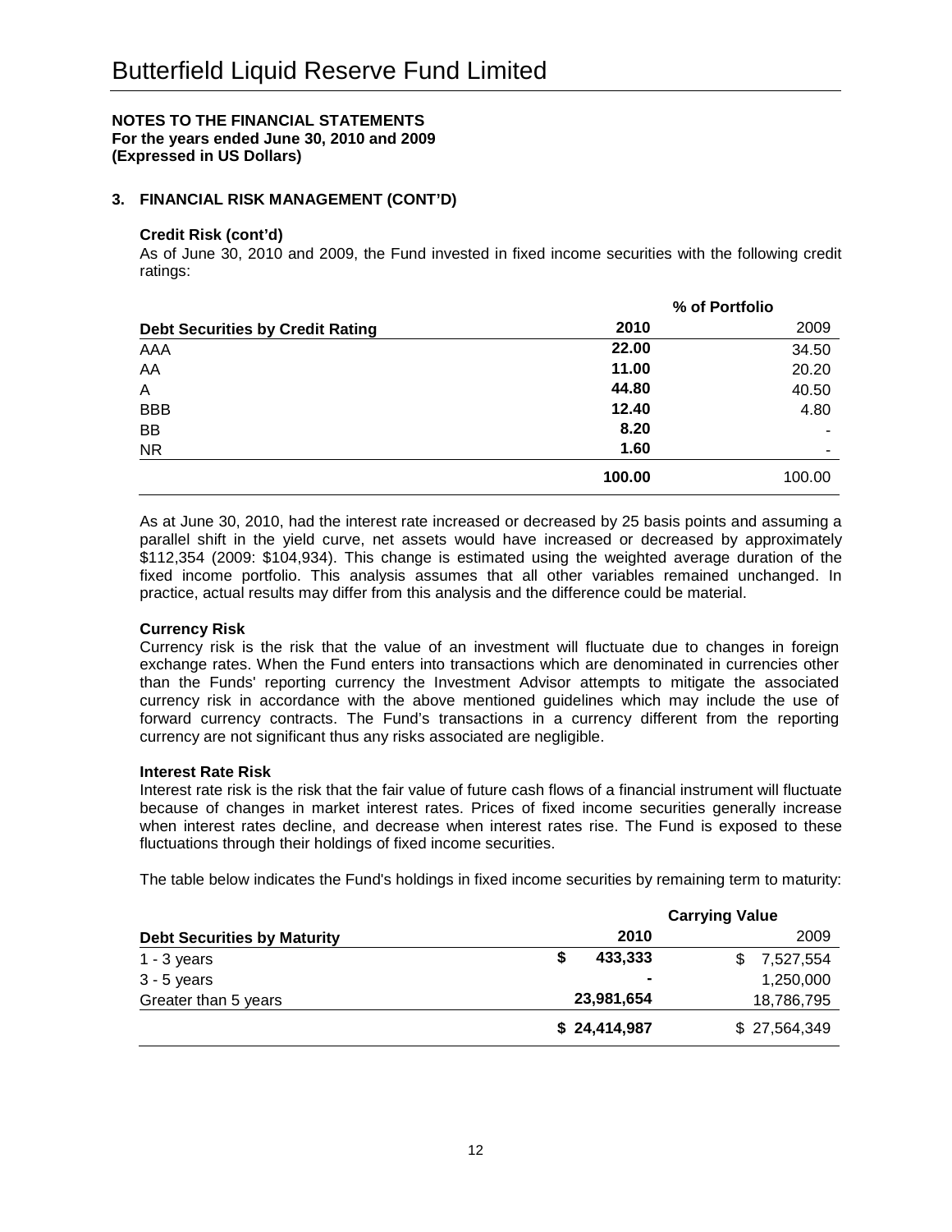# Butterfield Liquid Reserve Fund Limited

**NOTES TO THE FINANCIAL STATEMENTS**
**For the years ended June 30, 2010 and 2009**
**(Expressed in US Dollars)**

## 3. FINANCIAL RISK MANAGEMENT (CONT'D)

### Credit Risk (cont'd)

As of June 30, 2010 and 2009, the Fund invested in fixed income securities with the following credit ratings:

| | % of Portfolio | |
|---|---|---|
| **Debt Securities by Credit Rating** | **2010** | 2009 |
| AAA | **22.00** | 34.50 |
| AA | **11.00** | 20.20 |
| A | **44.80** | 40.50 |
| BBB | **12.40** | 4.80 |
| BB | **8.20** | - |
| NR | **1.60** | - |
| | **100.00** | 100.00 |

As at June 30, 2010, had the interest rate increased or decreased by 25 basis points and assuming a parallel shift in the yield curve, net assets would have increased or decreased by approximately $112,354 (2009: $104,934). This change is estimated using the weighted average duration of the fixed income portfolio. This analysis assumes that all other variables remained unchanged. In practice, actual results may differ from this analysis and the difference could be material.

### Currency Risk

Currency risk is the risk that the value of an investment will fluctuate due to changes in foreign exchange rates. When the Fund enters into transactions which are denominated in currencies other than the Funds' reporting currency the Investment Advisor attempts to mitigate the associated currency risk in accordance with the above mentioned guidelines which may include the use of forward currency contracts. The Fund's transactions in a currency different from the reporting currency are not significant thus any risks associated are negligible.

### Interest Rate Risk

Interest rate risk is the risk that the fair value of future cash flows of a financial instrument will fluctuate because of changes in market interest rates. Prices of fixed income securities generally increase when interest rates decline, and decrease when interest rates rise. The Fund is exposed to these fluctuations through their holdings of fixed income securities.

The table below indicates the Fund's holdings in fixed income securities by remaining term to maturity:

| | Carrying Value | |
|---|---|---|
| **Debt Securities by Maturity** | **2010** | 2009 |
| 1 - 3 years | **$ 433,333** | $ 7,527,554 |
| 3 - 5 years | **-** | 1,250,000 |
| Greater than 5 years | **23,981,654** | 18,786,795 |
| | **$ 24,414,987** | $ 27,564,349 |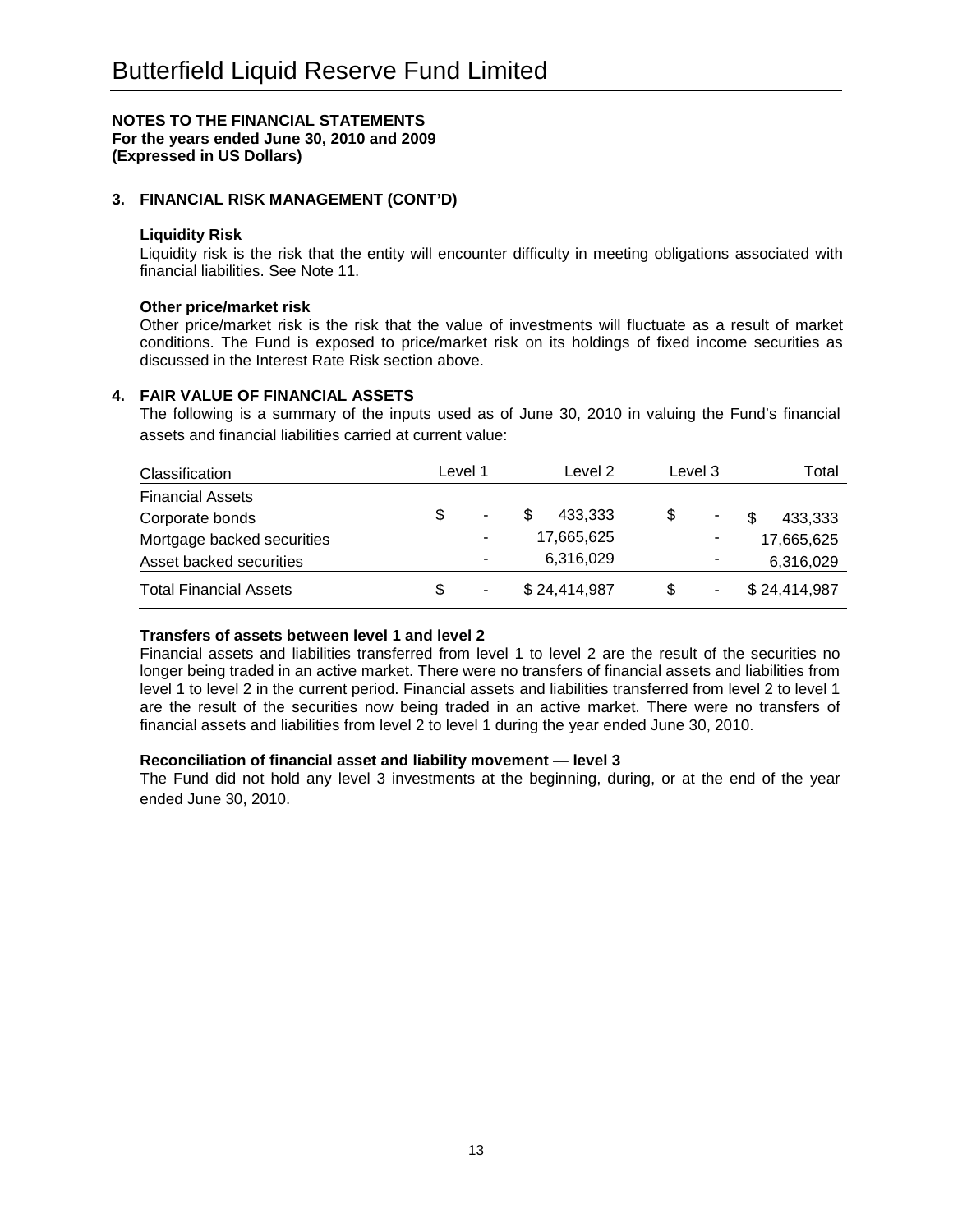# Butterfield Liquid Reserve Fund Limited

**NOTES TO THE FINANCIAL STATEMENTS**
**For the years ended June 30, 2010 and 2009**
**(Expressed in US Dollars)**

## 3. FINANCIAL RISK MANAGEMENT (CONT'D)

**Liquidity Risk**

Liquidity risk is the risk that the entity will encounter difficulty in meeting obligations associated with financial liabilities. See Note 11.

**Other price/market risk**

Other price/market risk is the risk that the value of investments will fluctuate as a result of market conditions. The Fund is exposed to price/market risk on its holdings of fixed income securities as discussed in the Interest Rate Risk section above.

## 4. FAIR VALUE OF FINANCIAL ASSETS

The following is a summary of the inputs used as of June 30, 2010 in valuing the Fund's financial assets and financial liabilities carried at current value:

| Classification | Level 1 | Level 2 | Level 3 | Total |
|---|---|---|---|---|
| Financial Assets | | | | |
| Corporate bonds | $ - | $ 433,333 | $ - | $ 433,333 |
| Mortgage backed securities | - | 17,665,625 | - | 17,665,625 |
| Asset backed securities | - | 6,316,029 | - | 6,316,029 |
| Total Financial Assets | $ - | $ 24,414,987 | $ - | $ 24,414,987 |

**Transfers of assets between level 1 and level 2**

Financial assets and liabilities transferred from level 1 to level 2 are the result of the securities no longer being traded in an active market. There were no transfers of financial assets and liabilities from level 1 to level 2 in the current period. Financial assets and liabilities transferred from level 2 to level 1 are the result of the securities now being traded in an active market. There were no transfers of financial assets and liabilities from level 2 to level 1 during the year ended June 30, 2010.

**Reconciliation of financial asset and liability movement — level 3**

The Fund did not hold any level 3 investments at the beginning, during, or at the end of the year ended June 30, 2010.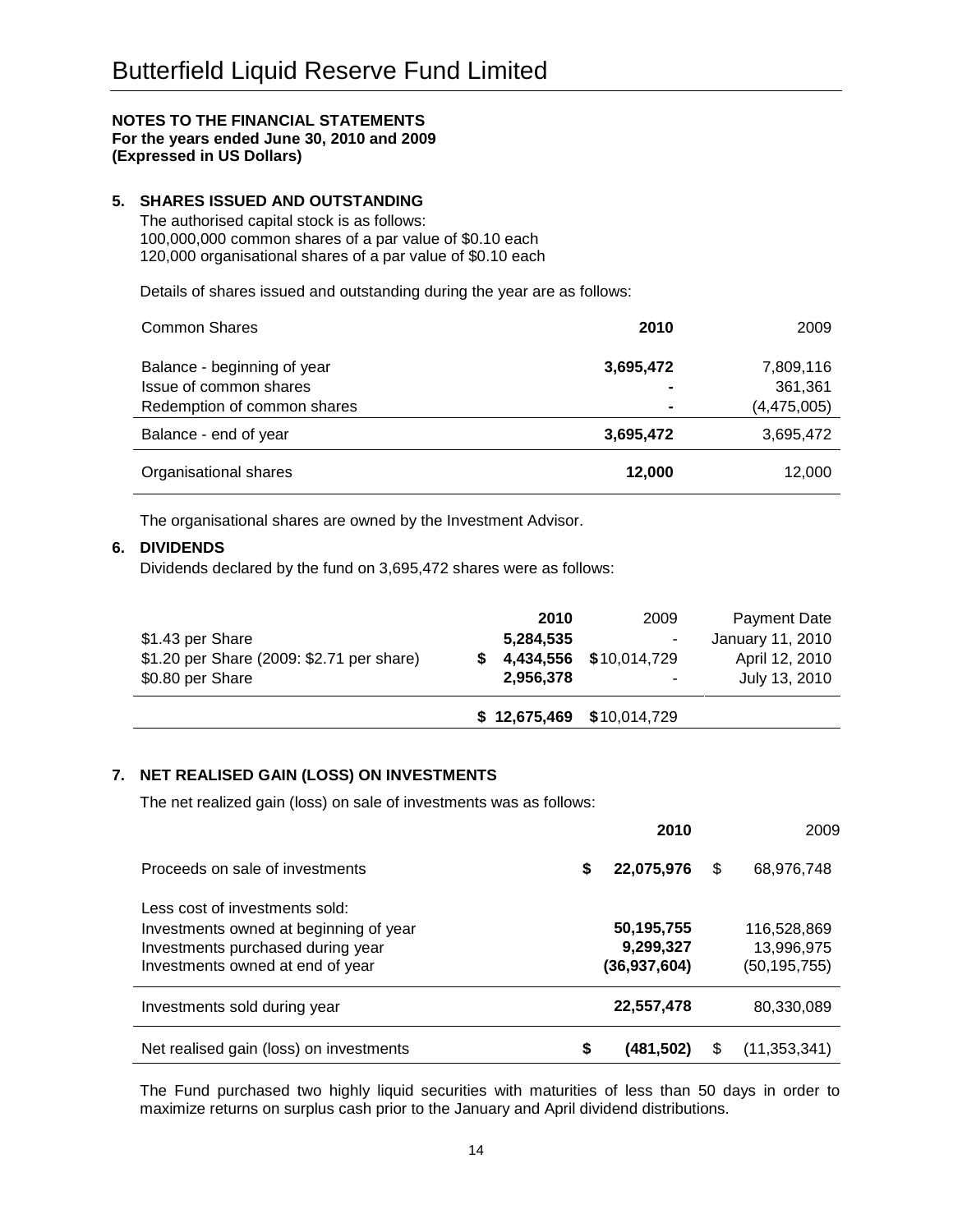# Butterfield Liquid Reserve Fund Limited

**NOTES TO THE FINANCIAL STATEMENTS**
**For the years ended June 30, 2010 and 2009**
**(Expressed in US Dollars)**

## 5. SHARES ISSUED AND OUTSTANDING

The authorised capital stock is as follows:
100,000,000 common shares of a par value of \$0.10 each
120,000 organisational shares of a par value of \$0.10 each

Details of shares issued and outstanding during the year are as follows:

| Common Shares | **2010** | 2009 |
|---|---|---|
| Balance - beginning of year | **3,695,472** | 7,809,116 |
| Issue of common shares | **-** | 361,361 |
| Redemption of common shares | **-** | (4,475,005) |
| Balance - end of year | **3,695,472** | 3,695,472 |
| Organisational shares | **12,000** | 12,000 |

The organisational shares are owned by the Investment Advisor.

## 6. DIVIDENDS

Dividends declared by the fund on 3,695,472 shares were as follows:

| | **2010** | 2009 | Payment Date |
|---|---|---|---|
| \$1.43 per Share | **5,284,535** | - | January 11, 2010 |
| \$1.20 per Share (2009: \$2.71 per share) | **\$ 4,434,556** | \$10,014,729 | April 12, 2010 |
| \$0.80 per Share | **2,956,378** | - | July 13, 2010 |
| | **\$ 12,675,469** | \$10,014,729 | |

## 7. NET REALISED GAIN (LOSS) ON INVESTMENTS

The net realized gain (loss) on sale of investments was as follows:

| | **2010** | 2009 |
|---|---|---|
| Proceeds on sale of investments | **\$ 22,075,976** | \$ 68,976,748 |
| Less cost of investments sold: | | |
| Investments owned at beginning of year | **50,195,755** | 116,528,869 |
| Investments purchased during year | **9,299,327** | 13,996,975 |
| Investments owned at end of year | **(36,937,604)** | (50,195,755) |
| Investments sold during year | **22,557,478** | 80,330,089 |
| Net realised gain (loss) on investments | **\$ (481,502)** | \$ (11,353,341) |

The Fund purchased two highly liquid securities with maturities of less than 50 days in order to maximize returns on surplus cash prior to the January and April dividend distributions.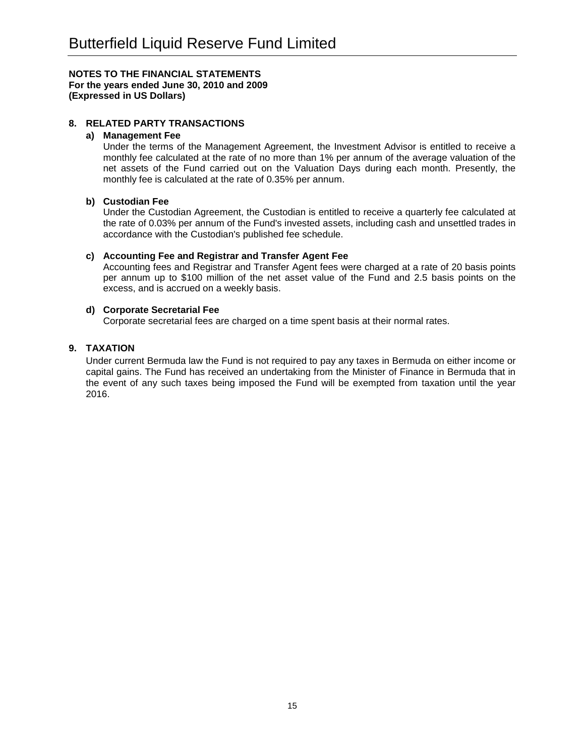# Butterfield Liquid Reserve Fund Limited

**NOTES TO THE FINANCIAL STATEMENTS**
**For the years ended June 30, 2010 and 2009**
**(Expressed in US Dollars)**

## 8. RELATED PARTY TRANSACTIONS

### a) Management Fee

Under the terms of the Management Agreement, the Investment Advisor is entitled to receive a monthly fee calculated at the rate of no more than 1% per annum of the average valuation of the net assets of the Fund carried out on the Valuation Days during each month. Presently, the monthly fee is calculated at the rate of 0.35% per annum.

### b) Custodian Fee

Under the Custodian Agreement, the Custodian is entitled to receive a quarterly fee calculated at the rate of 0.03% per annum of the Fund's invested assets, including cash and unsettled trades in accordance with the Custodian's published fee schedule.

### c) Accounting Fee and Registrar and Transfer Agent Fee

Accounting fees and Registrar and Transfer Agent fees were charged at a rate of 20 basis points per annum up to $100 million of the net asset value of the Fund and 2.5 basis points on the excess, and is accrued on a weekly basis.

### d) Corporate Secretarial Fee

Corporate secretarial fees are charged on a time spent basis at their normal rates.

## 9. TAXATION

Under current Bermuda law the Fund is not required to pay any taxes in Bermuda on either income or capital gains. The Fund has received an undertaking from the Minister of Finance in Bermuda that in the event of any such taxes being imposed the Fund will be exempted from taxation until the year 2016.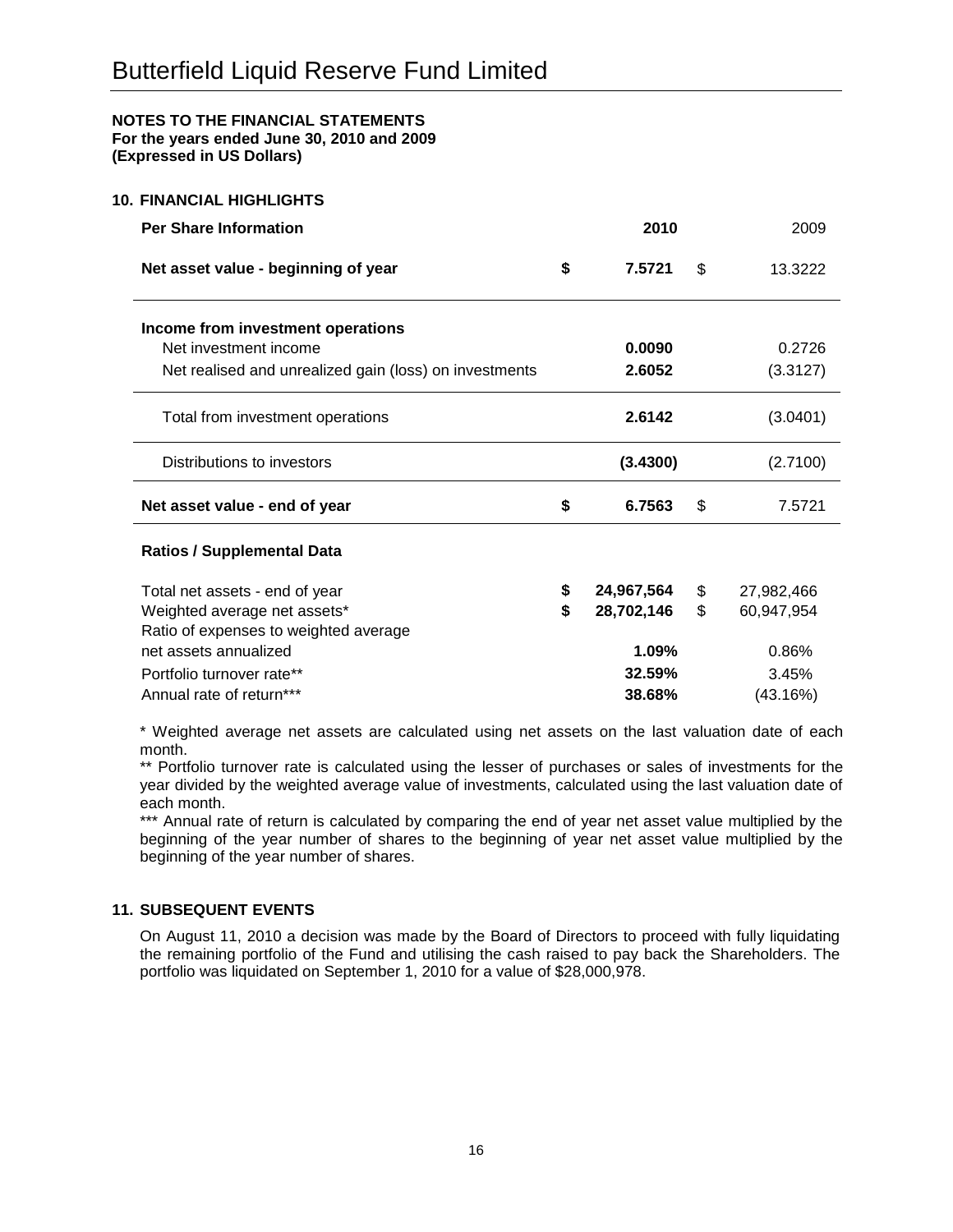# Butterfield Liquid Reserve Fund Limited

**NOTES TO THE FINANCIAL STATEMENTS**
**For the years ended June 30, 2010 and 2009**
**(Expressed in US Dollars)**

## 10. FINANCIAL HIGHLIGHTS

| **Per Share Information** | | **2010** | | 2009 |
|---|---|---|---|---|
| **Net asset value - beginning of year** | **$** | **7.5721** | $ | 13.3222 |
| **Income from investment operations** | | | | |
| Net investment income | | **0.0090** | | 0.2726 |
| Net realised and unrealized gain (loss) on investments | | **2.6052** | | (3.3127) |
| Total from investment operations | | **2.6142** | | (3.0401) |
| Distributions to investors | | **(3.4300)** | | (2.7100) |
| **Net asset value - end of year** | **$** | **6.7563** | $ | 7.5721 |
| **Ratios / Supplemental Data** | | | | |
| Total net assets - end of year | **$** | **24,967,564** | $ | 27,982,466 |
| Weighted average net assets* | **$** | **28,702,146** | $ | 60,947,954 |
| Ratio of expenses to weighted average net assets annualized | | **1.09%** | | 0.86% |
| Portfolio turnover rate** | | **32.59%** | | 3.45% |
| Annual rate of return*** | | **38.68%** | | (43.16%) |

* Weighted average net assets are calculated using net assets on the last valuation date of each month.

** Portfolio turnover rate is calculated using the lesser of purchases or sales of investments for the year divided by the weighted average value of investments, calculated using the last valuation date of each month.

*** Annual rate of return is calculated by comparing the end of year net asset value multiplied by the beginning of the year number of shares to the beginning of year net asset value multiplied by the beginning of the year number of shares.

## 11. SUBSEQUENT EVENTS

On August 11, 2010 a decision was made by the Board of Directors to proceed with fully liquidating the remaining portfolio of the Fund and utilising the cash raised to pay back the Shareholders. The portfolio was liquidated on September 1, 2010 for a value of $28,000,978.